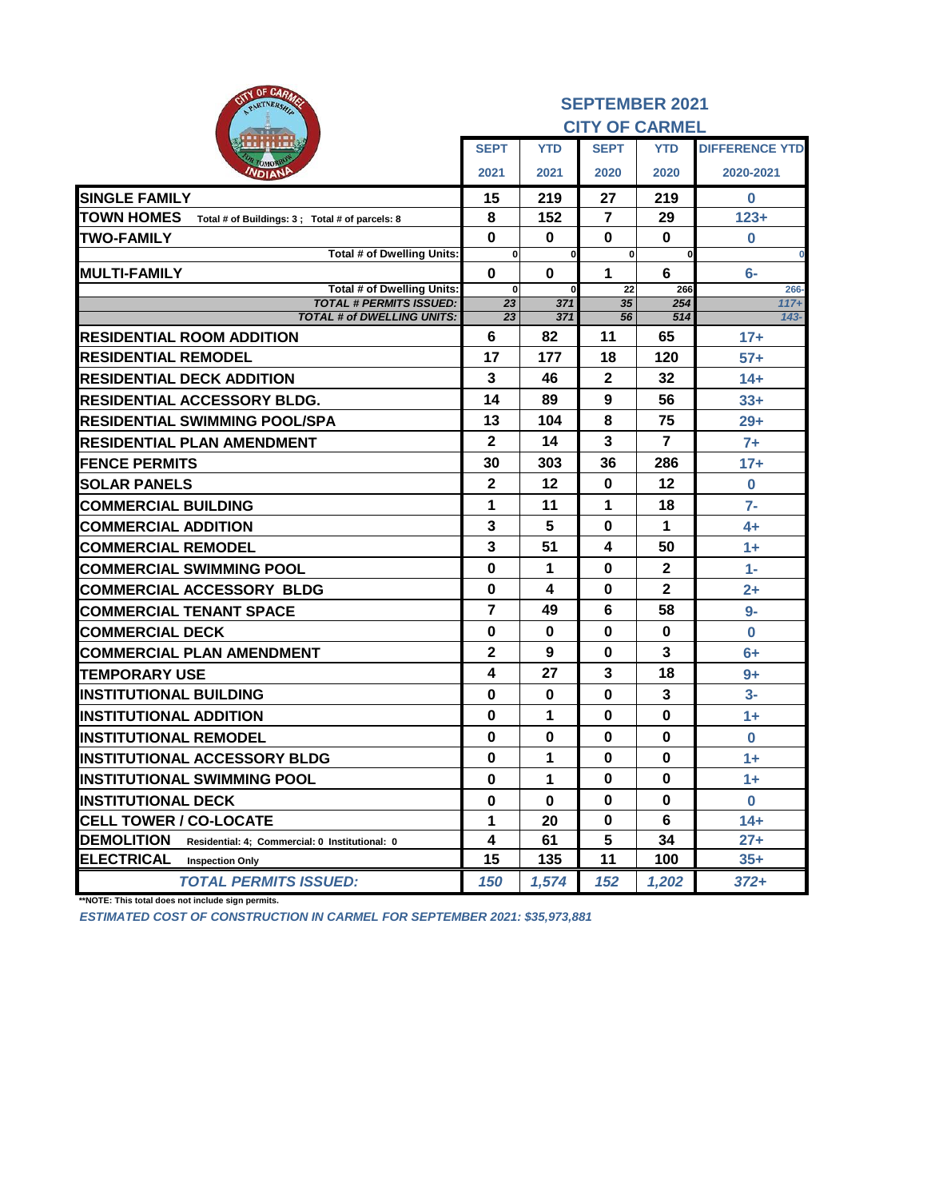## SEPTEMBER 2021

## CITY OF CARMEL

| | SEPT 2021 | YTD 2021 | SEPT 2020 | YTD 2020 | DIFFERENCE YTD 2020-2021 |
|---|---|---|---|---|---|
| **SINGLE FAMILY** | 15 | 219 | 27 | 219 | 0 |
| **TOWN HOMES** Total # of Buildings: 3 ; Total # of parcels: 8 | 8 | 152 | 7 | 29 | 123+ |
| **TWO-FAMILY** | 0 | 0 | 0 | 0 | 0 |
| Total # of Dwelling Units: | 0 | 0 | 0 | 0 | 0 |
| **MULTI-FAMILY** | 0 | 0 | 1 | 6 | 6- |
| Total # of Dwelling Units: | 0 | 0 | 22 | 266 | 266- |
| *TOTAL # PERMITS ISSUED:* | *23* | *371* | *35* | *254* | *117+* |
| *TOTAL # of DWELLING UNITS:* | *23* | *371* | *56* | *514* | *143-* |
| **RESIDENTIAL ROOM ADDITION** | 6 | 82 | 11 | 65 | 17+ |
| **RESIDENTIAL REMODEL** | 17 | 177 | 18 | 120 | 57+ |
| **RESIDENTIAL DECK ADDITION** | 3 | 46 | 2 | 32 | 14+ |
| **RESIDENTIAL ACCESSORY BLDG.** | 14 | 89 | 9 | 56 | 33+ |
| **RESIDENTIAL SWIMMING POOL/SPA** | 13 | 104 | 8 | 75 | 29+ |
| **RESIDENTIAL PLAN AMENDMENT** | 2 | 14 | 3 | 7 | 7+ |
| **FENCE PERMITS** | 30 | 303 | 36 | 286 | 17+ |
| **SOLAR PANELS** | 2 | 12 | 0 | 12 | 0 |
| **COMMERCIAL BUILDING** | 1 | 11 | 1 | 18 | 7- |
| **COMMERCIAL ADDITION** | 3 | 5 | 0 | 1 | 4+ |
| **COMMERCIAL REMODEL** | 3 | 51 | 4 | 50 | 1+ |
| **COMMERCIAL SWIMMING POOL** | 0 | 1 | 0 | 2 | 1- |
| **COMMERCIAL ACCESSORY BLDG** | 0 | 4 | 0 | 2 | 2+ |
| **COMMERCIAL TENANT SPACE** | 7 | 49 | 6 | 58 | 9- |
| **COMMERCIAL DECK** | 0 | 0 | 0 | 0 | 0 |
| **COMMERCIAL PLAN AMENDMENT** | 2 | 9 | 0 | 3 | 6+ |
| **TEMPORARY USE** | 4 | 27 | 3 | 18 | 9+ |
| **INSTITUTIONAL BUILDING** | 0 | 0 | 0 | 3 | 3- |
| **INSTITUTIONAL ADDITION** | 0 | 1 | 0 | 0 | 1+ |
| **INSTITUTIONAL REMODEL** | 0 | 0 | 0 | 0 | 0 |
| **INSTITUTIONAL ACCESSORY BLDG** | 0 | 1 | 0 | 0 | 1+ |
| **INSTITUTIONAL SWIMMING POOL** | 0 | 1 | 0 | 0 | 1+ |
| **INSTITUTIONAL DECK** | 0 | 0 | 0 | 0 | 0 |
| **CELL TOWER / CO-LOCATE** | 1 | 20 | 0 | 6 | 14+ |
| **DEMOLITION** Residential: 4; Commercial: 0 Institutional: 0 | 4 | 61 | 5 | 34 | 27+ |
| **ELECTRICAL** Inspection Only | 15 | 135 | 11 | 100 | 35+ |
| *TOTAL PERMITS ISSUED:* | *150* | *1,574* | *152* | *1,202* | *372+* |

**\*\*NOTE: This total does not include sign permits.**

*ESTIMATED COST OF CONSTRUCTION IN CARMEL FOR SEPTEMBER 2021: $35,973,881*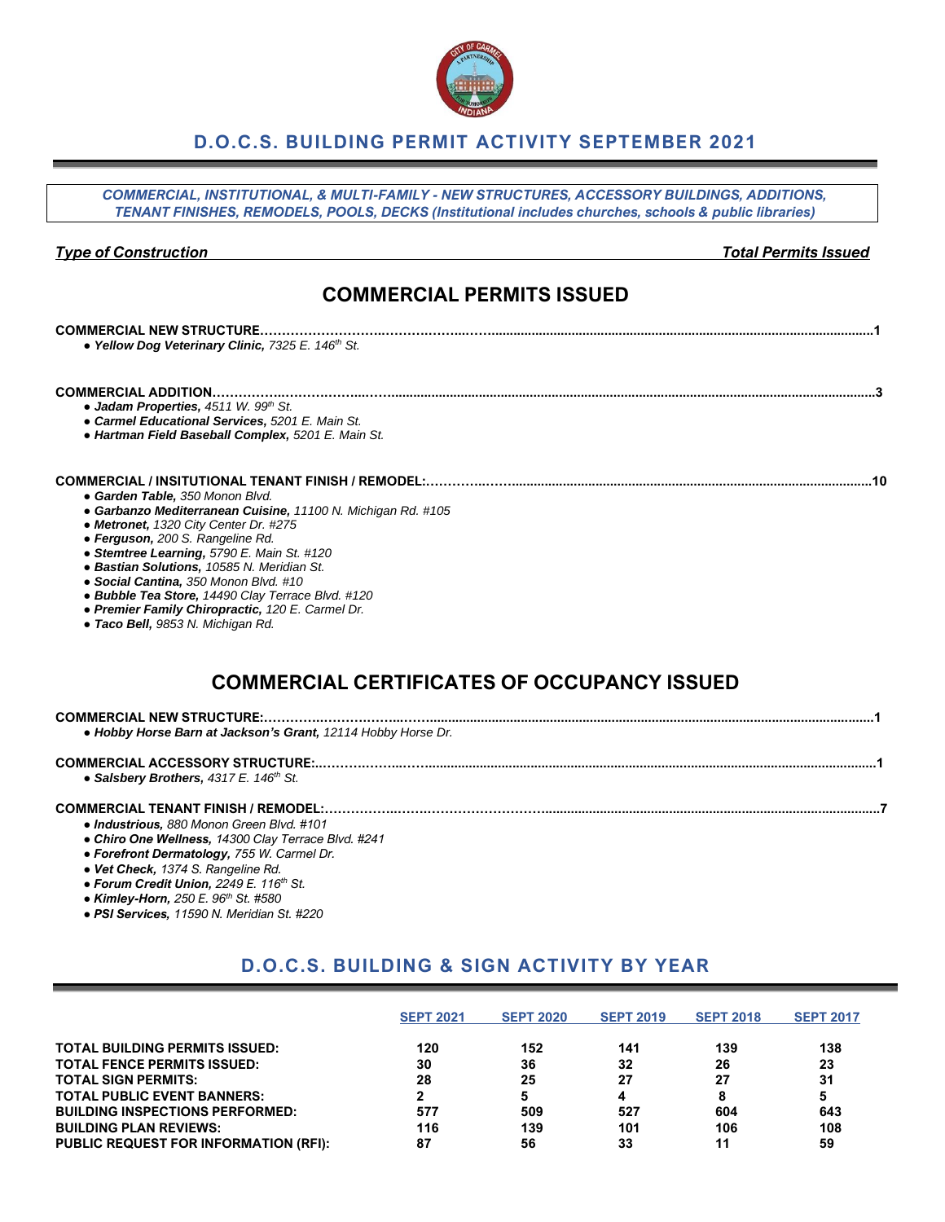# D.O.C.S. BUILDING PERMIT ACTIVITY SEPTEMBER 2021

*COMMERCIAL, INSTITUTIONAL, & MULTI-FAMILY - NEW STRUCTURES, ACCESSORY BUILDINGS, ADDITIONS, TENANT FINISHES, REMODELS, POOLS, DECKS (Institutional includes churches, schools & public libraries)*

***Type of Construction*** ***Total Permits Issued***

## COMMERCIAL PERMITS ISSUED

**COMMERCIAL NEW STRUCTURE……………………………………………………………………………………………1**

- ***Yellow Dog Veterinary Clinic,*** *7325 E. 146th St.*

**COMMERCIAL ADDITION……………………………………………………………………………………………3**

- ***Jadam Properties,*** *4511 W. 99th St.*
- ***Carmel Educational Services,*** *5201 E. Main St.*
- ***Hartman Field Baseball Complex,*** *5201 E. Main St.*

**COMMERCIAL / INSITUTIONAL TENANT FINISH / REMODEL:……………………………………………………………10**

- ***Garden Table,*** *350 Monon Blvd.*
- ***Garbanzo Mediterranean Cuisine,*** *11100 N. Michigan Rd. #105*
- ***Metronet,*** *1320 City Center Dr. #275*
- ***Ferguson,*** *200 S. Rangeline Rd.*
- ***Stemtree Learning,*** *5790 E. Main St. #120*
- ***Bastian Solutions,*** *10585 N. Meridian St.*
- ***Social Cantina,*** *350 Monon Blvd. #10*
- ***Bubble Tea Store,*** *14490 Clay Terrace Blvd. #120*
- ***Premier Family Chiropractic,*** *120 E. Carmel Dr.*
- ***Taco Bell,*** *9853 N. Michigan Rd.*

## COMMERCIAL CERTIFICATES OF OCCUPANCY ISSUED

**COMMERCIAL NEW STRUCTURE:……………………………………………………………………………………………1**

- ***Hobby Horse Barn at Jackson's Grant,*** *12114 Hobby Horse Dr.*

**COMMERCIAL ACCESSORY STRUCTURE:……………………………………………………………………………………1**

- ***Salsbery Brothers,*** *4317 E. 146th St.*

**COMMERCIAL TENANT FINISH / REMODEL:……………………………………………………………………………7**

- ***Industrious,*** *880 Monon Green Blvd. #101*
- ***Chiro One Wellness,*** *14300 Clay Terrace Blvd. #241*
- ***Forefront Dermatology,*** *755 W. Carmel Dr.*
- ***Vet Check,*** *1374 S. Rangeline Rd.*
- ***Forum Credit Union,*** *2249 E. 116th St.*
- ***Kimley-Horn,*** *250 E. 96th St. #580*
- ***PSI Services,*** *11590 N. Meridian St. #220*

## D.O.C.S. BUILDING & SIGN ACTIVITY BY YEAR

| | SEPT 2021 | SEPT 2020 | SEPT 2019 | SEPT 2018 | SEPT 2017 |
|---|---|---|---|---|---|
| **TOTAL BUILDING PERMITS ISSUED:** | 120 | 152 | 141 | 139 | 138 |
| **TOTAL FENCE PERMITS ISSUED:** | 30 | 36 | 32 | 26 | 23 |
| **TOTAL SIGN PERMITS:** | 28 | 25 | 27 | 27 | 31 |
| **TOTAL PUBLIC EVENT BANNERS:** | 2 | 5 | 4 | 8 | 5 |
| **BUILDING INSPECTIONS PERFORMED:** | 577 | 509 | 527 | 604 | 643 |
| **BUILDING PLAN REVIEWS:** | 116 | 139 | 101 | 106 | 108 |
| **PUBLIC REQUEST FOR INFORMATION (RFI):** | 87 | 56 | 33 | 11 | 59 |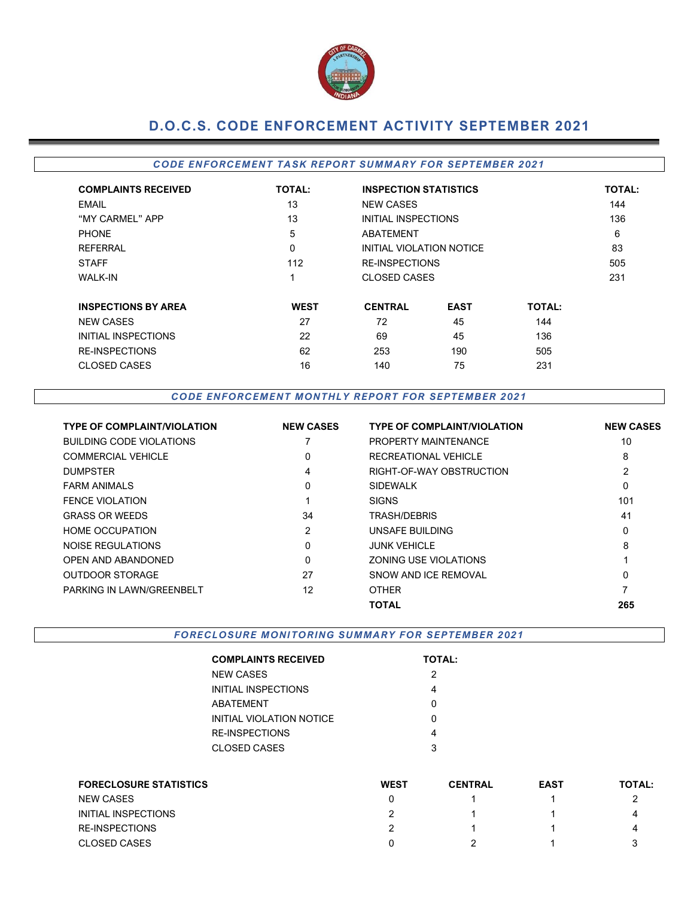# D.O.C.S. CODE ENFORCEMENT ACTIVITY SEPTEMBER 2021

## *CODE ENFORCEMENT TASK REPORT SUMMARY FOR SEPTEMBER 2021*

| COMPLAINTS RECEIVED | TOTAL: | INSPECTION STATISTICS | TOTAL: |
|---|---|---|---|
| EMAIL | 13 | NEW CASES | 144 |
| "MY CARMEL" APP | 13 | INITIAL INSPECTIONS | 136 |
| PHONE | 5 | ABATEMENT | 6 |
| REFERRAL | 0 | INITIAL VIOLATION NOTICE | 83 |
| STAFF | 112 | RE-INSPECTIONS | 505 |
| WALK-IN | 1 | CLOSED CASES | 231 |

| INSPECTIONS BY AREA | WEST | CENTRAL | EAST | TOTAL: |
|---|---|---|---|---|
| NEW CASES | 27 | 72 | 45 | 144 |
| INITIAL INSPECTIONS | 22 | 69 | 45 | 136 |
| RE-INSPECTIONS | 62 | 253 | 190 | 505 |
| CLOSED CASES | 16 | 140 | 75 | 231 |

## *CODE ENFORCEMENT MONTHLY REPORT FOR SEPTEMBER 2021*

| TYPE OF COMPLAINT/VIOLATION | NEW CASES | TYPE OF COMPLAINT/VIOLATION | NEW CASES |
|---|---|---|---|
| BUILDING CODE VIOLATIONS | 7 | PROPERTY MAINTENANCE | 10 |
| COMMERCIAL VEHICLE | 0 | RECREATIONAL VEHICLE | 8 |
| DUMPSTER | 4 | RIGHT-OF-WAY OBSTRUCTION | 2 |
| FARM ANIMALS | 0 | SIDEWALK | 0 |
| FENCE VIOLATION | 1 | SIGNS | 101 |
| GRASS OR WEEDS | 34 | TRASH/DEBRIS | 41 |
| HOME OCCUPATION | 2 | UNSAFE BUILDING | 0 |
| NOISE REGULATIONS | 0 | JUNK VEHICLE | 8 |
| OPEN AND ABANDONED | 0 | ZONING USE VIOLATIONS | 1 |
| OUTDOOR STORAGE | 27 | SNOW AND ICE REMOVAL | 0 |
| PARKING IN LAWN/GREENBELT | 12 | OTHER | 7 |
| | | **TOTAL** | **265** |

## *FORECLOSURE MONITORING SUMMARY FOR SEPTEMBER 2021*

| COMPLAINTS RECEIVED | TOTAL: |
|---|---|
| NEW CASES | 2 |
| INITIAL INSPECTIONS | 4 |
| ABATEMENT | 0 |
| INITIAL VIOLATION NOTICE | 0 |
| RE-INSPECTIONS | 4 |
| CLOSED CASES | 3 |

| FORECLOSURE STATISTICS | WEST | CENTRAL | EAST | TOTAL: |
|---|---|---|---|---|
| NEW CASES | 0 | 1 | 1 | 2 |
| INITIAL INSPECTIONS | 2 | 1 | 1 | 4 |
| RE-INSPECTIONS | 2 | 1 | 1 | 4 |
| CLOSED CASES | 0 | 2 | 1 | 3 |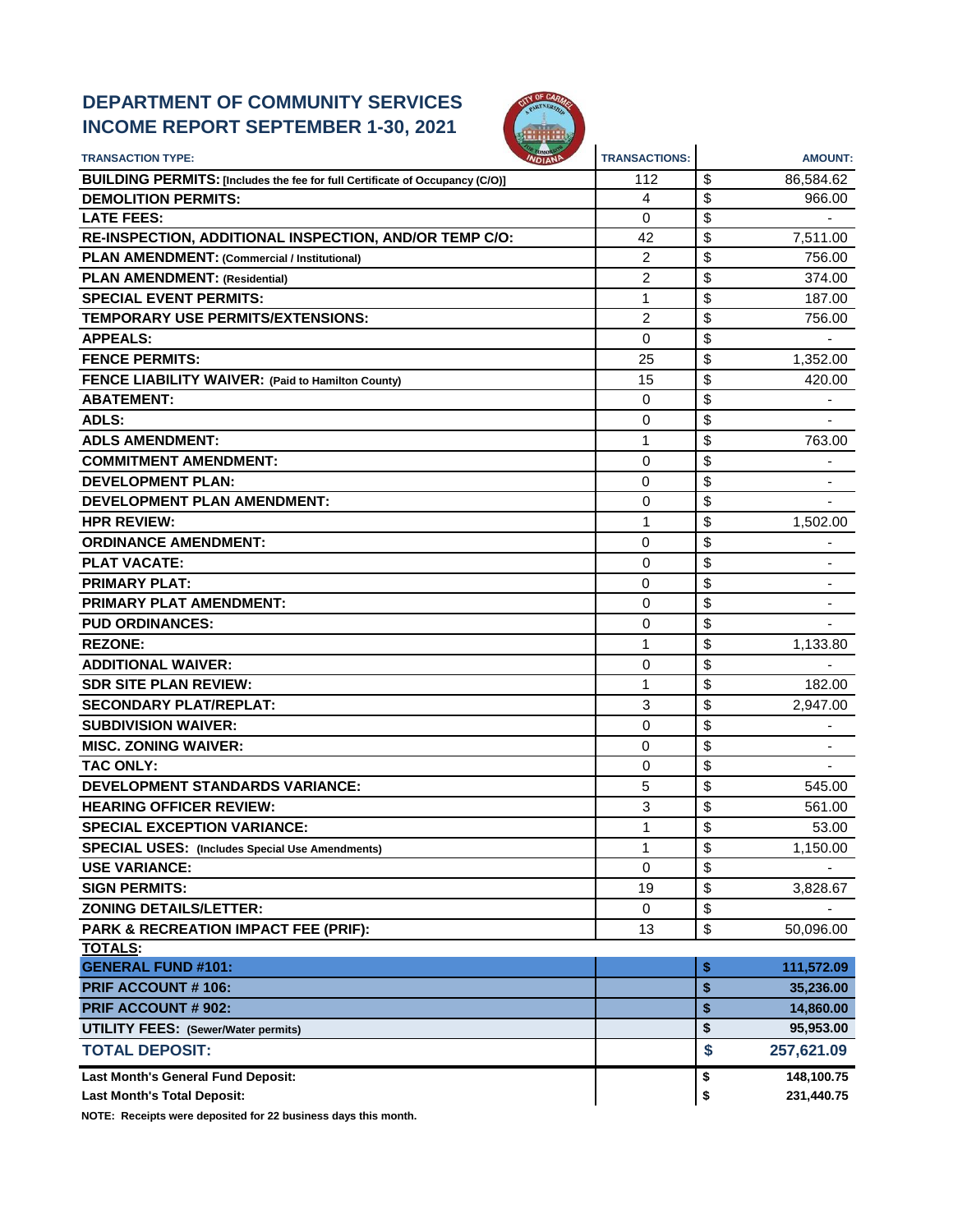# DEPARTMENT OF COMMUNITY SERVICES
# INCOME REPORT SEPTEMBER 1-30, 2021

| TRANSACTION TYPE: | TRANSACTIONS: | AMOUNT: |
|---|---|---|
| **BUILDING PERMITS: [Includes the fee for full Certificate of Occupancy (C/O)]** | 112 | $ 86,584.62 |
| **DEMOLITION PERMITS:** | 4 | $ 966.00 |
| **LATE FEES:** | 0 | $ - |
| **RE-INSPECTION, ADDITIONAL INSPECTION, AND/OR TEMP C/O:** | 42 | $ 7,511.00 |
| **PLAN AMENDMENT: (Commercial / Institutional)** | 2 | $ 756.00 |
| **PLAN AMENDMENT: (Residential)** | 2 | $ 374.00 |
| **SPECIAL EVENT PERMITS:** | 1 | $ 187.00 |
| **TEMPORARY USE PERMITS/EXTENSIONS:** | 2 | $ 756.00 |
| **APPEALS:** | 0 | $ - |
| **FENCE PERMITS:** | 25 | $ 1,352.00 |
| **FENCE LIABILITY WAIVER: (Paid to Hamilton County)** | 15 | $ 420.00 |
| **ABATEMENT:** | 0 | $ - |
| **ADLS:** | 0 | $ - |
| **ADLS AMENDMENT:** | 1 | $ 763.00 |
| **COMMITMENT AMENDMENT:** | 0 | $ - |
| **DEVELOPMENT PLAN:** | 0 | $ - |
| **DEVELOPMENT PLAN AMENDMENT:** | 0 | $ - |
| **HPR REVIEW:** | 1 | $ 1,502.00 |
| **ORDINANCE AMENDMENT:** | 0 | $ - |
| **PLAT VACATE:** | 0 | $ - |
| **PRIMARY PLAT:** | 0 | $ - |
| **PRIMARY PLAT AMENDMENT:** | 0 | $ - |
| **PUD ORDINANCES:** | 0 | $ - |
| **REZONE:** | 1 | $ 1,133.80 |
| **ADDITIONAL WAIVER:** | 0 | $ - |
| **SDR SITE PLAN REVIEW:** | 1 | $ 182.00 |
| **SECONDARY PLAT/REPLAT:** | 3 | $ 2,947.00 |
| **SUBDIVISION WAIVER:** | 0 | $ - |
| **MISC. ZONING WAIVER:** | 0 | $ - |
| **TAC ONLY:** | 0 | $ - |
| **DEVELOPMENT STANDARDS VARIANCE:** | 5 | $ 545.00 |
| **HEARING OFFICER REVIEW:** | 3 | $ 561.00 |
| **SPECIAL EXCEPTION VARIANCE:** | 1 | $ 53.00 |
| **SPECIAL USES: (Includes Special Use Amendments)** | 1 | $ 1,150.00 |
| **USE VARIANCE:** | 0 | $ - |
| **SIGN PERMITS:** | 19 | $ 3,828.67 |
| **ZONING DETAILS/LETTER:** | 0 | $ - |
| **PARK & RECREATION IMPACT FEE (PRIF):** | 13 | $ 50,096.00 |
| **TOTALS:** | | |
| **GENERAL FUND #101:** | | **$ 111,572.09** |
| **PRIF ACCOUNT # 106:** | | **$ 35,236.00** |
| **PRIF ACCOUNT # 902:** | | **$ 14,860.00** |
| **UTILITY FEES: (Sewer/Water permits)** | | **$ 95,953.00** |
| **TOTAL DEPOSIT:** | | **$ 257,621.09** |
| **Last Month's General Fund Deposit:** | | **$ 148,100.75** |
| **Last Month's Total Deposit:** | | **$ 231,440.75** |

**NOTE: Receipts were deposited for 22 business days this month.**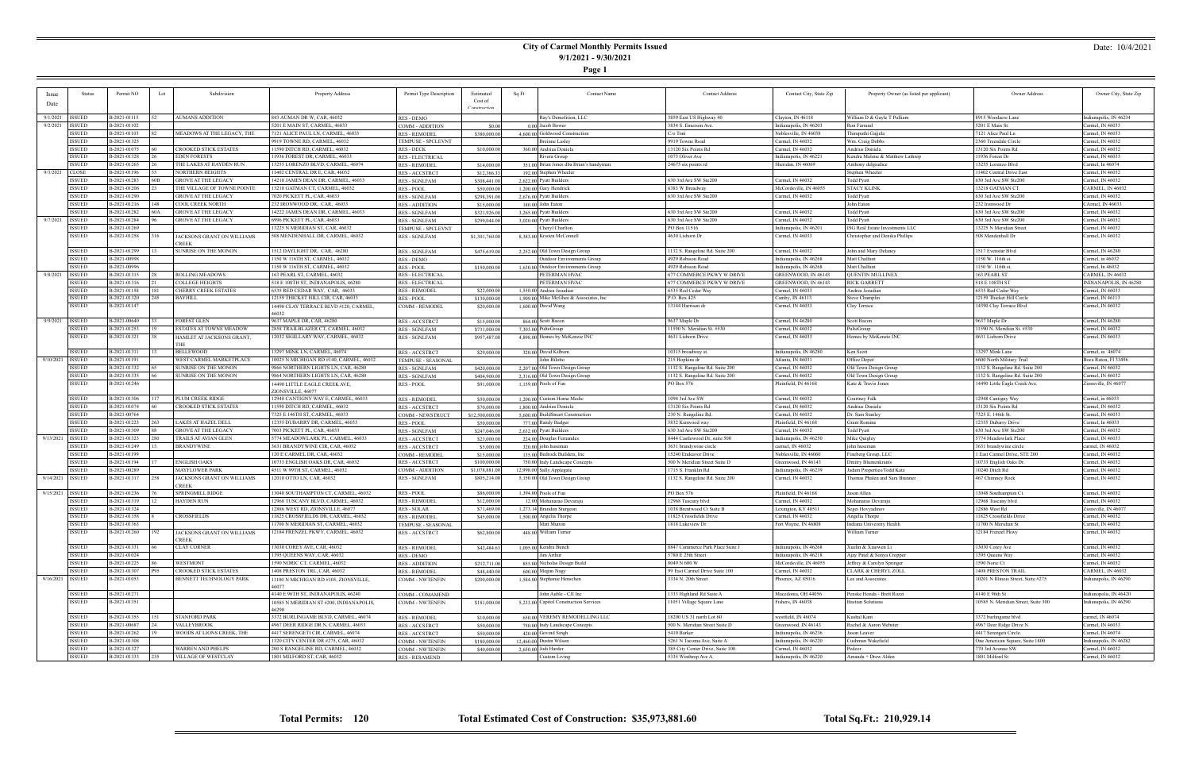# City of Carmel Monthly Permits Issued

**9/1/2021 - 9/30/2021**

Date: 10/4/2021

| Issue Date | Status | Permit NO | Lot | Subdivision | Property Address | Permit Type Description | Estimated Cost of Construction | Sq Ft | Contact Name | Contact Address | Contact City, State Zip | Property Owner (as listed per applicant) | Owner Address | Owner City, State Zip |
|---|---|---|---|---|---|---|---|---|---|---|---|---|---|---|
| 9/1/2021 | ISSUED | B-2021-01115 | 52 | AUMANS ADDITION | 843 AUMAN DR W, CARMEL, 46032 | RES - DEMO | | | Ray's Demolition, LLC | 3859 East US Highway 40 | Clayton, IN 46118 | William D & Gayle T Pulliam | 8915 Woodacre Lane | Indianapolis, IN 46234 |
| 9/2/2021 | ISSUED | B-2021-01102 | | | 5201 E MAIN ST, CARMEL, 46033 | COMM - ADDITION | $0.00 | 0.00 | Jacob Bower | 3834 S. Emerson Ave. | Indianapolis, IN 46203 | Ron Farrand | 5201 E Main St. | Carmel, IN 46033 |
| | ISSUED | B-2021-01103 | 82 | MEADOWS AT THE LEGACY, THE | 7121 ALICE PAUL LN, CARMEL, 46033 | RES - REMODEL | $380,000.00 | 4,600.00 | Goldwood Construction | C/o Toni | Noblesville, IN 46038 | Thangudu Gujjela | 7121 Alice Paul Ln | Carmel, IN 46033 |
| | ISSUED | B-2021-01325 | | | 9919 TOWNE RD, CARMEL, 46032 | TEMPUSE - SPCLEVNT | | | Breanne Lasley | 9919 Towne Road | Carmel, IN 46032 | Wm. Craig Dobbs | 2360 Treesdale Circle | Carmel, IN 46032 |
| | ISSUED | B-2021-01075 | 60 | CROOKED STICK ESTATES | 11590 DITCH RD, CARMEL, 46032 | RES - DECK | $10,000.00 | 360.00 | Andrius Doniela | 13120 Six Points Rd | Carmel, IN 46032 | Andrius Doniela | 13120 Six Points Rd | Carmel, IN 46032 |
| | ISSUED | B-2021-01328 | 26 | EDEN FORESTS | 11936 FOREST DR, CARMEL, 46033 | RES - ELECTRICAL | | | Rivera Group | 1073 Oliver Ave | Indianapolis, IN 46221 | Kendra Malone & Matthew Lathrop | 11936 Forest Dr | Carmel, IN 46033 |
| | ISSUED | B-2021-01265 | 26 | THE LAKES AT HAYDEN RUN | 13255 LORENZO BLVD, CARMEL, 46074 | RES - REMODEL | $14,000.00 | 351.00 | Brian Jones dba Brian's handyman | 24675 six points rd | Sheridan, IN 46069 | Anthony delgaudice | 13255 Lorenzo Blvd | Carmel, In 46074 |
| 9/3/2021 | CLOSE | B-2021-01196 | 35 | NORTHERN HEIGHTS | 11402 CENTRAL DR E, CAR, 46032 | RES - ACCSTRCT | $12,366.33 | 192.00 | Stephen Wheeler | | | Stephen Wheeler | 11402 Central Drive East | Carmel, IN 46032 |
| | ISSUED | B-2021-01283 | 60B | GROVE AT THE LEGACY | 14218 JAMES DEAN DR, CARMEL, 46033 | RES - SGNLFAM | $308,441.00 | 2,622.00 | Pyatt Builders | 630 3rd Ave SW Ste200 | Carmel, IN 46032 | STACY KLINK | 14218 JAMES DEAN DR | CARMEL, IN 46032 |
| | ISSUED | B-2021-01206 | 23 | THE VILLAGE OF TOWNE POINTE | 13218 GATMAN CT, CARMEL, 46032 | RES - POOL | $50,000.00 | 1,200.00 | Gary Hendrick | 6383 W Broadway | McCordsville, IN 46055 | STACY KLINK | 13218 GATMAN CT | CARMEL, IN 46032 |
| | ISSUED | B-2021-01290 | | GROVE AT THE LEGACY | 7020 PICKETT PL, CAR, 46033 | RES - SGNLFAM | $298,391.00 | 2,676.00 | Pyatt Builders | 630 3rd Ave SW Ste200 | Carmel, IN 46032 | Todd Pyatt | 630 3rd Ave SW Ste200 | Carmel, IN 46032 |
| | ISSUED | B-2021-01216 | 148 | COOL CREEK NORTH | 232 IRONWOOD DR, CAR, 46032 | RES - ADDITION | $15,000.00 | 180.00 | John Eaton | | | John Eaton | 232 Ironwood Dr | CArmel, IN 46033 |
| | ISSUED | B-2021-01282 | 60A | GROVE AT THE LEGACY | 14222 JAMES DEAN DR, CARMEL, 46033 | RES - SGNLFAM | $321,926.00 | 3,265.00 | Pyatt Builders | 630 3rd Ave SW Ste200 | Carmel, IN 46032 | Todd Pyatt | 630 3rd Ave SW Ste200 | Carmel, IN 46032 |
| | ISSUED | B-2021-01284 | 96 | GROVE AT THE LEGACY | 6996 PICKETT PL, CARMEL, 46033 | RES - SGNLFAM | $299,044.00 | 3,020.00 | Pyatt Builders | 630 3rd Ave SW Ste200 | Carmel, IN 46032 | Todd Pyatt | 630 3rd Ave SW Ste200 | Carmel, IN 46032 |
| 9/7/2021 | ISSUED | B-2021-01269 | | | 13225 N MERIDIAN ST, CAR, 46032 | TEMPUSE - SPCLEVNT | | | Cheryl Charlton | PO Box 11516 | Indianapolis, IN 46201 | ISG Real Estate Investments LLC | 13225 N Meridian Street | Carmel, IN 46032 |
| | ISSUED | B-2021-01258 | 316 | JACKSONS GRANT ON WILLIAMS CREEK | 508 MENDENHALL DR, CARMEL, 46032 | RES - SGNLFAM | $1,301,760.00 | 8,383.00 | Kristen McConnell | 4630 Lisborn Dr | Carmel, IN 46033 | Christopher and Denika Phillips | 508 Mendenhall Dr | Carmel, IN 46032 |
| | ISSUED | B-2021-01209 | 13 | SUNRISE ON THE MONON | 1512 DAYLIGHT DR, CAR, 46280 | RES - SGNLFAM | $475,619.00 | 2,252.00 | Old Town Design Group | 1132 S. Rangeline Rd. Suite 200 | Carmel, IN 46032 | John and Mary Delaney | 1517 Everstar Blvd | Carmel, IN 46280 |
| | ISSUED | B-2021-00998 | | | 1150 W 116TH ST, CARMEL, 46032 | RES - DEMO | | | Outdoor Environments Group | 4929 Robison Road | Indianapolis, IN 46268 | Matt Chalfant | 1150 W. 116th st. | Carmel, in 46032 |
| | ISSUED | B-2021-00996 | | | 1150 W 116TH ST, CARMEL, 46032 | RES - POOL | $150,000.00 | 1,630.00 | Outdoor Environments Group | 4929 Robison Road | Indianapolis, IN 46268 | Matt Chalfant | 1150 W. 116th st. | Carmel, In 46032 |
| 9/8/2021 | ISSUED | B-2021-01315 | 28 | ROLLING MEADOWS | 163 PEARL ST, CARMEL, 46032 | RES - ELECTRICAL | | | PETERMAN HVAC | 677 COMMERCE PKWY W DRIVE | GREENWOOD, IN 46143 | QUENTIN MULLINEX | 163 PEARL ST | CARMEL, IN 46032 |
| | ISSUED | B-2021-01316 | 21 | COLLEGE HEIGHTS | 518 E 108TH ST, INDIANAPOLIS, 46280 | RES - ELECTRICAL | | | PETERMAN HVAC | 677 COMMERCE PKWY W DRIVE | GREENWOOD, IN 46143 | RICK GARRETT | 518 E 108TH ST | INDIANAPOLIS, IN 46280 |
| | ISSUED | B-2021-01158 | 181 | CHERRY CREEK ESTATES | 6535 RED CEDAR WAY, CAR, 46033 | RES - REMODEL | $22,000.00 | 1,550.00 | Andrea Jesudian | 6535 Red Cedar Way | Carmel, IN 46033 | Andrea Jesudian | 6535 Red Cedar Way | Carmel, IN 46033 |
| | ISSUED | B-2021-01320 | 245 | BAYHILL | 12159 THICKET HILL CIR, CAR, 46033 | RES - POOL | $130,000.00 | 1,909.00 | Mike McGhee & Associates, Inc | P.O. Box 425 | Camby, IN 46113 | Steve Champlin | 12159 Thicket Hill Circle | Carmel, IN 46113 |
| | ISSUED | B-2021-01147 | | | 14490 CLAY TERRACE BLVD #120, CARMEL, 46032 | COMM - REMODEL | $20,000.00 | 1,600.00 | David Wang | 13144 Harrison dr | Carmel, IN 46033 | Clay Terrace | 14390 Clay Terrace Blvd | Carmel, IN 46032 |
| 9/9/2021 | ISSUED | B-2021-00640 | 33 | FOREST GLEN | 9637 MAPLE DR, CAR, 46280 | RES - ACCSTRCT | $15,000.00 | 864.00 | Scott Bacon | 9637 Maple Dr | Carmel, IN 46280 | Scott Bacon | 9637 Maple Dr | Carmel, IN 46280 |
| | ISSUED | B-2021-01253 | 19 | ESTATES AT TOWNE MEADOW | 2858 TRAILBLAZER CT, CARMEL, 46032 | RES - SGNLFAM | $731,000.00 | 7,303.00 | PulteGroup | 11590 N. Meridian St. #530 | Carmel, IN 46032 | PulteGroup | 11590 N. Meridian St. #530 | Carmel, IN 46032 |
| | ISSUED | B-2021-01321 | 38 | HAMLET AT JACKSONS GRANT, THE | 12032 SIGILLARY WAY, CARMEL, 46032 | RES - SGNLFAM | $957,487.00 | 4,898.00 | Homes by McKenzie INC | 4631 Lisborn Drive | Carmel, IN 46033 | Homes by McKenzie INC | 4631 Lisborn Drive | Carmel, IN 46033 |
| | ISSUED | B-2021-01311 | 13 | BELLEWOOD | 13297 MINK LN, CARMEL, 46074 | RES - ACCSTRCT | $29,000.00 | 320.00 | David Kilburn | 10315 broadway st. | Indianapolis, IN 46280 | Ken Scott | 13297 Mink Lane | Carmel, in 46074 |
| 9/10/2021 | ISSUED | B-2021-01191 | | WEST CARMEL MARKETPLACE | 10025 N MICHIGAN RD #140, CARMEL, 46032 | TEMPUSE - SEASONAL | | | John Bilotto | 215 Hopkins dr | Atlanta, IN 46031 | Office Depot | 6600 North Military Trail | Boca Raton, Fl 33496 |
| | ISSUED | B-2021-01332 | 65 | SUNRISE ON THE MONON | 9866 NORTHERN LIGHTS LN, CAR, 46280 | RES - SGNLFAM | $420,000.00 | 2,207.00 | Old Town Design Group | 1132 S. Rangeline Rd. Suite 200 | Carmel, IN 46032 | Old Town Design Group | 1132 S. Rangeline Rd. Suite 200 | Carmel, IN 46032 |
| | ISSUED | B-2021-01335 | 66 | SUNRISE ON THE MONON | 9864 NORTHERN LIGHTS LN, CAR, 46280 | RES - SGNLFAM | $404,900.00 | 2,316.00 | Old Town Design Group | 1132 S. Rangeline Rd. Suite 200 | Carmel, IN 46032 | Old Town Design Group | 1132 S. Rangeline Rd. Suite 200 | Carmel, IN 46032 |
| | ISSUED | B-2021-01246 | | | 14490 LITTLE EAGLE CREEK AVE, ZIONSVILLE, 46077 | RES - POOL | $91,000.00 | 1,159.00 | Pools of Fun | PO Box 576 | Plainfield, IN 46168 | Kate & Travis Jones | 14490 Little Eagle Creek Ave. | Zionsville, IN 46077 |
| | ISSUED | B-2021-01306 | 117 | PLUM CREEK RIDGE | 12948 CANTIGNY WAY E, CARMEL, 46033 | RES - REMODEL | $50,000.00 | 1,200.00 | Custom Home Medic | 1094 3rd Ave SW | Carmel, IN 46032 | Courtney Falk | 12948 Cantigny Way | Carmel, in 46033 |
| | ISSUED | B-2021-01074 | 60 | CROOKED STICK ESTATES | 11590 DITCH RD, CARMEL, 46032 | RES - ACCSTRCT | $70,000.00 | 1,800.00 | Andrius Doniela | 13120 Six Points Rd | Carmel, IN 46032 | Andrius Doniela | 13120 Six Points Rd | Carmel, IN 46032 |
| | ISSUED | B-2021-00764 | | | 7325 E 146TH ST, CARMEL, 46033 | COMM - NEWSTRUCT | $12,500,000.00 | 5,800.00 | BuildSmart Construction | 230 N. Rangeline Rd. | Carmel, IN 46032 | Dr. Sam Stanley | 7325 E. 146th St. | Carmel, IN 46033 |
| | ISSUED | B-2021-01223 | 263 | LAKES AT HAZEL DELL | 12355 DUBARRY DR, CARMEL, 46033 | RES - POOL | $50,000.00 | 777.00 | Randy Badger | 5832 Kenwood way | Plainfield, IN 46168 | Grant Romine | 12355 Dubarry Drive | Carmel, In 46033 |
| | ISSUED | B-2021-01309 | 88 | GROVE AT THE LEGACY | 7003 PICKETT PL, CAR, 46033 | RES - SGNLFAM | $247,046.00 | 2,632.00 | Pyatt Builders | 630 3rd Ave SW Ste200 | Carmel, IN 46032 | Todd Pyatt | 630 3rd Ave SW Ste200 | Carmel, IN 46032 |
| 9/13/2021 | ISSUED | B-2021-01323 | 280 | TRAILS AT AVIAN GLEN | 5774 MEADOWLARK PL, CARMEL, 46033 | RES - ACCSTRCT | $23,000.00 | 224.00 | Douglas Fernandes | 8444 Castlewood Dr, suite 500 | Indianapolis, IN 46250 | Mike Quigley | 5774 Meadowlark Place | Carmel, IN 46033 |
| | ISSUED | B-2021-01249 | 13 | BRANDYWINE | 3631 BRANDYWINE CIR, CAR, 46032 | RES - ACCSTRCT | $5,000.00 | 320.00 | john buseman | 3631 brandywine circle | carmel, IN 46032 | john buseman | 3631 brandywine circle | carmel, IN 46032 |
| | ISSUED | B-2021-01199 | | | 120 E CARMEL DR, CAR, 46032 | COMM - REMODEL | $15,000.00 | 115.00 | Bedrock Builders, Inc | 15240 Endeavor Drive | Noblesville, IN 46060 | Fineberg Group, LLC | 1 East Carmel Drive, STE 200 | Carmel, IN 46032 |
| | ISSUED | B-2021-01194 | 17 | ENGLISH OAKS | 10733 ENGLISH OAKS DR, CAR, 46032 | RES - ACCSTRCT | $100,000.00 | 750.00 | Indy Landscape Concepts | 500 N Meridian Street Suite D | Greenwood, IN 46143 | Dmitry Blumenkrants | 10733 English Oaks Dr. | Carmel, IN 46032 |
| | ISSUED | B-2021-00289 | | MAYFLOWER PARK | 4511 W 99TH ST, CARMEL, 46032 | COMM - ADDITION | $1,078,881.00 | 12,998.00 | Sally Applegate | 1715 S. Franklin Rd | Indianapolis, IN 46239 | Judam Properties/Todd Katz | 10240 Ditch Rd | Carmel, IN 46032 |
| 9/14/2021 | ISSUED | B-2021-01317 | 258 | JACKSONS GRANT ON WILLIAMS CREEK | 12010 OTTO LN, CAR, 46032 | RES - SGNLFAM | $805,214.00 | 5,150.00 | Old Town Design Group | 1132 S. Rangeline Rd. Suite 200 | Carmel, IN 46032 | Thomas Phalen and Sara Brunner | 467 Chimney Rock | Carmel, IN 46032 |
| 9/15/2021 | ISSUED | B-2021-01236 | 76 | SPRINGMILL RIDGE | 13048 SOUTHAMPTON CT, CARMEL, 46032 | RES - POOL | $86,000.00 | 1,394.00 | Pools of Fun | PO Box 576 | Plainfield, IN 46168 | Jason Allen | 13048 Southampton Ct. | Carmel, IN 46032 |
| | ISSUED | B-2021-01319 | 12 | HAYDEN RUN | 12968 TUSCANY BLVD, CARMEL, 46032 | RES - REMODEL | $12,000.00 | 12.00 | Mohanarao Devaraju | 12968 Tuscany blvd | Carmel, IN 46032 | Mohanarao Devaraju | 12968 Tuscany blvd | Carmel, IN 46032 |
| | ISSUED | B-2021-01324 | | | 12886 WEST RD, ZIONSVILLE, 46077 | RES - SOLAR | $71,469.00 | 1,273.14 | Brandon Sturgeon | 1038 Brentwood Ct Suite B | Lexington, KY 40511 | Segei Hovyadinov | 12886 West Rd | Zionsville, IN 46077 |
| | ISSUED | B-2021-01358 | 8 | CROSSFIELDS | 11825 CROSSFIELDS DR, CARMEL, 46032 | RES - REMODEL | $45,000.00 | 1,500.00 | Angelia Thorpe | 11825 Crossfields Drive | Carmel, IN 46032 | Angelia Thorpe | 11825 Crossfields Drive | Carmel, IN 46032 |
| | ISSUED | B-2021-01363 | | | 11700 N MERIDIAN ST, CARMEL, 46032 | TEMPUSE - SEASONAL | | | Matt Mutton | 1818 Lakeview Dr | Fort Wayne, IN 46808 | Indiana University Health | 11700 N Meridian St | Carmel, IN 46032 |
| | ISSUED | B-2021-01260 | 192 | JACKSONS GRANT ON WILLIAMS CREEK | 12184 FRENZEL PKWY, CARMEL, 46032 | RES - ACCSTRCT | $62,800.00 | 448.00 | William Turner | | | William Turner | 12184 Frenzel Pkwy | Carmel, IN 46032 |
| | ISSUED | B-2021-01331 | 66 | CLAY CORNER | 13030 COREY AVE, CAR, 46032 | RES - REMODEL | $42,484.63 | 1,005.00 | Kendra Bunch | 8847 Commerce Park Place Suite J | Indianapolis, IN 46268 | Xuebin & Xiaowen Li | 13030 Corey Ave | Carmel, IN 46032 |
| | ISSUED | B-2021-01024 | | | 1395 QUEENS WAY, CAR, 46032 | RES - DEMO | | | Jim Arthur | 5780 E 25th Street | Indianapolis, IN 46218 | Ajay Patel & Sonya Crapper | 1395 Queens Way | Carmel, IN 46032 |
| | ISSUED | B-2021-01225 | 86 | WESTMONT | 1590 NORIC CT, CARMEL, 46032 | RES - ADDITION | $212,711.00 | 855.00 | Nicholas Design Build | 8049 N 600 W | McCordsville, IN 46055 | Jeffrey & Carolyn Springer | 1590 Noric Ct | Carmel, IN 46032 |
| | ISSUED | B-2021-01307 | P95 | CROOKED STICK ESTATES | 1408 PRESTON TRL, CAR, 46032 | RES - REMODEL | $48,440.00 | 600.00 | Megan Nagy | 99 East Carmel Drive Suite 100 | Carmel, IN 46032 | CLARK & CHERYL ZOLL | 1408 PRESTON TRAIL | CARMEL, IN 46032 |
| 9/16/2021 | ISSUED | B-2021-01053 | | BENNETT TECHNOLOGY PARK | 11100 N MICHIGAN RD #105, ZIONSVILLE, 46077 | COMM - NWTENFIN | $200,000.00 | 1,584.00 | Stephanie Henschen | 3334 N. 20th Street | Phoenix, AZ 85016 | Lee and Associates | 10201 N Illinois Street, Suite #275 | Indianapolis, IN 46290 |
| | ISSUED | B-2021-01271 | | | 4140 E 96TH ST, INDIANAPOLIS, 46240 | COMM - COMAMEND | | | John Auble - CJI Inc | 1333 Highland Rd Suite A | Macedonia, OH 44056 | Penske Honda - Brett Rozzi | 4140 E 96th St | Indianapolis, IN 46420 |
| | ISSUED | B-2021-01351 | | | 10585 N MERIDIAN ST #200, INDIANAPOLIS, 46290 | COMM - NWTENFIN | $181,000.00 | 5,233.00 | Capitol Construction Services | 11051 Village Square Lane | Fishers, IN 46038 | Bastian Solutions | 10585 N. Meridian Street, Suite 300 | Indianapolis, IN 46290 |
| | ISSUED | B-2021-01355 | 151 | STANFORD PARK | 3372 BURLINGAME BLVD, CARMEL, 46074 | RES - REMODEL | $10,000.00 | 650.00 | VEREMY REMODELLING LLC | 18200 US 31 north Lot 60 | westfield, IN 46074 | Kushal Kant | 3372 burlingame blvd | carmel, IN 46074 |
| | ISSUED | B-2021-00687 | 24 | VALLEYBROOK | 4967 DEER RIDGE DR N, CARMEL, 46033 | RES - ACCSTRCT | $50,000.00 | 750.00 | Indy Landscape Concepts | 500 N. Meridian Street Suite D | Greenwood, IN 46143 | Rachel & Aaron Webster | 4967 Deer Ridge Drive N. | Carmel, IN 46033 |
| | ISSUED | B-2021-01262 | 19 | WOODS AT LIONS CREEK, THE | 4417 SERENGETI CIR, CARMEL, 46074 | RES - ACCSTRCT | $50,000.00 | 420.00 | Govind Singh | 5410 Barker | Indianapolis, IN 46236 | Jason Leaver | 4417 Serengeti Circle | Carmel, IN 46074 |
| | ISSUED | B-2021-01308 | | | 1320 CITY CENTER DR #275, CAR, 46032 | COMM - NWTENFIN | $180,000.00 | 12,460.00 | Dustin Wilson | 5261 N Tacoma Ave, Suite A | Indianapolis, IN 46220 | Cushman Wakefield | One American Square, Suite 1800 | Indianapolis, IN 46282 |
| | ISSUED | B-2021-01327 | | WARREN AND PHELPS | 200 S RANGELINE RD, CARMEL, 46032 | COMM - NWTENFIN | $40,000.00 | 2,650.00 | Jodi Harder | 385 City Center Drive, Suite 100 | Carmel, IN 46032 | Pedcor | 770 3rd Avenue SW | Carmel, IN 46032 |
| | ISSUED | B-2021-01333 | 235 | VILLAGE OF WESTCLAY | 1801 MILFORD ST, CAR, 46032 | RES - RESAMEND | | | Custom Living | 5335 Winthrop Ave A | Indianapolis, IN 46220 | Amanda + Drew Alden | 1801 Milford St | Carmel, IN 46032 |

**Total Permits: 120** **Total Estimated Cost of Construction: $35,973,881.60** **Total Sq.Ft.: 210,929.14**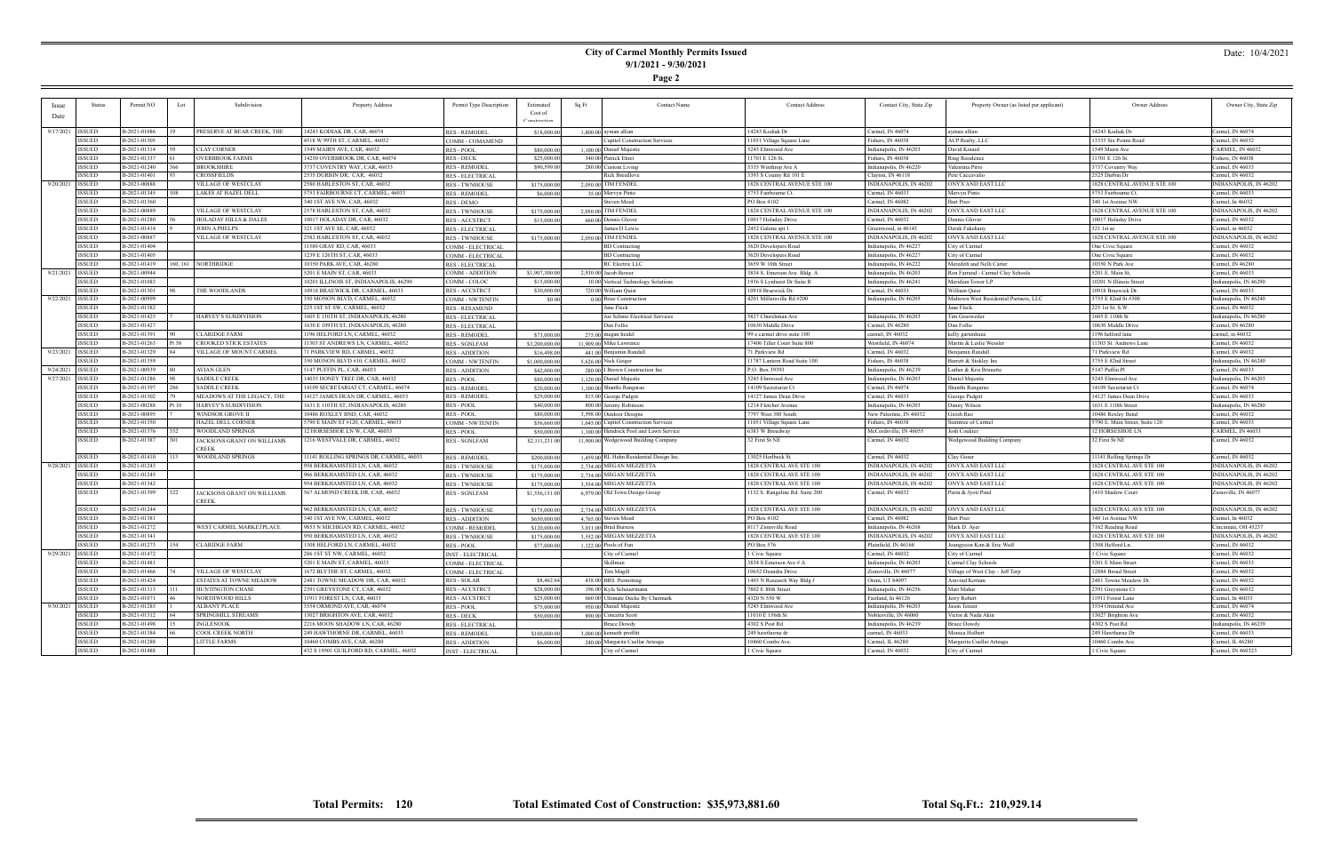# City of Carmel Monthly Permits Issued
## 9/1/2021 - 9/30/2021

Date: 10/4/2021

| Issue Date | Status | Permit NO | Lot | Subdivision | Property Address | Permit Type Description | Estimated Cost of Construction | Sq Ft | Contact Name | Contact Address | Contact City, State Zip | Property Owner (as listed per applicant) | Owner Address | Owner City, State Zip |
|---|---|---|---|---|---|---|---|---|---|---|---|---|---|---|
| 9/17/2021 | ISSUED | B-2021-01086 | 19 | PRESERVE AT BEAR CREEK, THE | 14243 KODIAK DR, CAR, 46074 | RES - REMODEL | $18,000.00 | 1,800.00 | ayman allian | 14243 Kodiak Dr | Carmel, IN 46074 | ayman allian | 14243 Kodiak Dr | Carmel, IN 46074 |
| | ISSUED | B-2021-01305 | | | 4518 W 99TH ST, CARMEL, 46032 | COMM - COMAMEND | | | Capitol Construction Services | 11051 Village Square Lane | Fishers, IN 46038 | ACP Realty, LLC | 13333 Six Points Road | Carmel, IN 46032 |
| | ISSUED | B-2021-01314 | 59 | CLAY CORNER | 1549 MAIRN AVE, CAR, 46032 | RES - POOL | $80,000.00 | 1,100.00 | Daniel Majestic | 5245 Elmwood Ave | Indianapolis, IN 46203 | David Kinard | 1549 Mairn Ave | CARMEL, IN 46032 |
| | ISSUED | B-2021-01337 | 61 | OVERBROOK FARMS | 14250 OVERBROOK DR, CAR, 46074 | RES - DECK | $25,000.00 | 340.00 | Patrick Ehret | 11701 E 126 St. | Fishers, IN 46038 | Ring Residence | 11701 E 126 St. | Fishers, IN 46038 |
| | ISSUED | B-2021-01240 | 366 | BROOKSHIRE | 3737 COVENTRY WAY, CAR, 46033 | RES - REMODEL | $90,599.00 | 280.00 | Custom Living | 5335 Winthrop Ave A | Indianapolis, IN 46220 | Valentina Pirro | 3737 Coventry Way | Carmel, IN 46033 |
| | ISSUED | B-2021-01401 | 93 | CROSSFIELDS | 2535 DURBIN DR, CAR, 46032 | RES - ELECTRICAL | | | Rick Breedlove | 3393 S County Rd 101 E | Clayton, IN 46118 | Pete Caccavallo | 2525 Durbin Dr | Carmel, IN 46032 |
| 9/20/2021 | ISSUED | B-2021-00888 | | VILLAGE OF WESTCLAY | 2580 HARLESTON ST, CAR, 46032 | RES - TWNHOUSE | $175,000.00 | 2,050.00 | TIM FENDEL | 1828 CENTRAL AVENUE STE 100 | INDIANAPOLIS, IN 46202 | ONYX AND EAST LLC | 1828 CENTRAL AVENUE STE 100 | INDIANAPOLIS, IN 46202 |
| | ISSUED | B-2021-01345 | 108 | LAKES AT HAZEL DELL | 5753 FAIRBOURNE CT, CARMEL, 46033 | RES - REMODEL | $6,000.00 | 35.00 | Mervyn Pinto | 5753 Fairbourne Ct. | Carmel, IN 46033 | Mervyn Pinto | 5753 Fairbourne Ct. | Carmel, IN 46033 |
| | ISSUED | B-2021-01360 | | | 340 1ST AVE NW, CAR, 46032 | RES - DEMO | | | Steven Mood | PO Box 4102 | Carmel, IN 46082 | Bart Poer | 340 1st Avenue NW | Carmel, In 46032 |
| | ISSUED | B-2021-00889 | | VILLAGE OF WESTCLAY | 2574 HARLESTON ST, CAR, 46032 | RES - TWNHOUSE | $175,000.00 | 2,050.00 | TIM FENDEL | 1828 CENTRAL AVENUE STE 100 | INDIANAPOLIS, IN 46202 | ONYX AND EAST LLC | 1828 CENTRAL AVENUE STE 100 | INDIANAPOLIS, IN 46202 |
| | ISSUED | B-2021-01280 | 56 | HOLADAY HILLS & DALES | 10017 HOLADAY DR, CAR, 46032 | RES - ACCSTRCT | $15,000.00 | 660.00 | Dennis Glover | 10017 Holaday Drive | Carmel, IN 46032 | Dennis Glover | 10017 Holaday Drive | Carmel, IN 46032 |
| | ISSUED | B-2021-01414 | 9 | JOHN A PHELPS | 321 1ST AVE SE, CAR, 46032 | RES - ELECTRICAL | | | James D Lewis | 2452 Galena apt 1 | Greenwood, in 46143 | Derek Fakehany | 321 1st se | Carmel, in 46032 |
| | ISSUED | B-2021-00887 | | VILLAGE OF WESTCLAY | 2582 HARLESTON ST, CAR, 46032 | RES - TWNHOUSE | $175,000.00 | 2,050.00 | TIM FENDEL | 1828 CENTRAL AVENUE STE 100 | INDIANAPOLIS, IN 46202 | ONYX AND EAST LLC | 1828 CENTRAL AVENUE STE 100 | INDIANAPOLIS, IN 46202 |
| | ISSUED | B-2021-01404 | | | 11580 GRAY RD, CAR, 46033 | COMM - ELECTRICAL | | | BD Contracting | 3620 Developers Road | Indianapolis, IN 46227 | City of Carmel | One Civic Square | Carmel, IN 46032 |
| | ISSUED | B-2021-01405 | | | 1239 E 126TH ST, CAR, 46033 | COMM - ELECTRICAL | | | BD Contracting | 3620 Developers Road | Indianapolis, IN 46227 | City of Carmel | One Civic Square | Carmel, IN 46032 |
| | ISSUED | B-2021-01419 | 160, 161 | NORTHRIDGE | 10350 PARK AVE, CAR, 46280 | RES - ELECTRICAL | | | RC Electric LLC | 3659 W 10th Street | Indianapolis, IN 46222 | Meredith and Nelli Carter | 10350 N Park Ave | Carmel, IN 46280 |
| 9/21/2021 | ISSUED | B-2021-00944 | | | 5201 E MAIN ST, CAR, 46033 | COMM - ADDITION | $1,907,300.00 | 2,930.00 | Jacob Bower | 3834 S. Emerson Ave. Bldg. A | Indianapolis, IN 46203 | Ron Farrand - Carmel Clay Schools | 5201 E. Main St, | Carmel, IN 46033 |
| | ISSUED | B-2021-01083 | | | 10201 ILLINOIS ST, INDIANAPOLIS, 46290 | COMM - COLOC | $15,000.00 | 10.00 | Vertical Technology Solutions | 1936 S Lynhurst Dr Suite R | Indianapolis, IN 46241 | Meridian Tower LP | 10201 N Illinois Street | Indianapolis, IN 46290 |
| | ISSUED | B-2021-01301 | 98 | THE WOODLANDS | 10918 BRAEWICK DR, CARMEL, 46033 | RES - ACCSTRCT | $30,000.00 | 720.00 | William Quist | 10918 Braewick Dr. | Carmel, IN 46033 | William Quist | 10918 Braewick Dr. | Carmel, IN 46033 |
| 9/22/2021 | ISSUED | B-2021-00999 | | | 350 MONON BLVD, CARMEL, 46032 | COMM - NWTENFIN | $0.00 | 0.00 | Buxe Construction | 4201 Millersville Rd #200 | Indianapolis, IN 46205 | Midtown West Residential Partners, LLC | 3755 E 82nd St #300 | Indianapolis, IN 46240 |
| | ISSUED | B-2021-01382 | | | 225 1ST ST SW, CARMEL, 46032 | RES - RESAMEND | | | Jane Fleck | | | Jane Fleck | 225 1st St. S.W. | Carmel, IN 46032 |
| | ISSUED | B-2021-01425 | 7 | HARVEY'S SUBDIVISION | 1605 E 110TH ST, INDIANAPOLIS, 46280 | RES - ELECTRICAL | | | Joe Schmo Electrical Services | 5827 Churchman Ave | Indianapolis, IN 46203 | Tim Gossweiler | 1605 E 110th St | Indianapolis, IN 46280 |
| | ISSUED | B-2021-01427 | | | 1630 E 109TH ST, INDIANAPOLIS, 46280 | RES - ELECTRICAL | | | Dan Follis | 10630 Middle Drive | Carmel, IN 46280 | Dan Follis | 10630 Middle Drive | Carmel, IN 46280 |
| | ISSUED | B-2021-01391 | 90 | CLARIDGE FARM | 1196 HELFORD LN, CARMEL, 46032 | RES - REMODEL | $73,000.00 | 275.00 | megan heidel | 99 e carmel drive suite 100 | carmel, IN 46032 | kelly garinthaus | 1196 helford lane | carmel, in 46032 |
| | ISSUED | B-2021-01263 | Pt 58 | CROOKED STICK ESTATES | 11303 ST ANDREWS LN, CARMEL, 46032 | RES - SGNLFAM | $3,200,000.00 | 11,909.00 | Mike Lawrence | 17406 Tiller Court Suite 800 | Westfield, IN 46074 | Martin & Leslie Wessler | 11303 St. Andrews Lane | Carmel, IN 46032 |
| 9/23/2021 | ISSUED | B-2021-01329 | 84 | VILLAGE OF MOUNT CARMEL | 71 PARKVIEW RD, CARMEL, 46032 | RES - ADDITION | $16,498.00 | 441.00 | Benjamin Randall | 71 Parkview Rd | Carmel, IN 46032 | Benjamin Randall | 71 Parkview Rd | Carmel, IN 46032 |
| | ISSUED | B-2021-01359 | | | 350 MONON BLVD #10, CARMEL, 46032 | COMM - NWTENFIN | $1,000,000.00 | 5,626.00 | Nick Geiger | 11787 Lantern Road Suite 100 | Fishers, IN 46038 | Barrett & Stokley Inc | 3755 E 82nd Street | Indianapolis, IN 46240 |
| 9/24/2021 | ISSUED | B-2021-00939 | 80 | AVIAN GLEN | 5147 PUFFIN PL, CAR, 46033 | RES - ADDITION | $42,000.00 | 280.00 | J Brown Construction Inc | P.O. Box 39393 | Indianapolis, IN 46239 | Luther & Kira Brunette | 5147 Puffin Pl | Carmel, IN 46033 |
| 9/27/2021 | ISSUED | B-2021-01286 | 98 | SADDLE CREEK | 14035 HONEY TREE DR, CAR, 46032 | RES - POOL | $80,000.00 | 1,120.00 | Daniel Majestic | 5245 Elmwood Ave | Indianapolis, IN 46203 | Daniel Majestic | 5245 Elmwood Ave | Indianapolis, IN 46203 |
| | ISSUED | B-2021-01397 | 286 | SADDLE CREEK | 14109 SECRETARIAT CT, CARMEL, 46074 | RES - REMODEL | $20,000.00 | 1,100.00 | Shanthi Rangarao | 14109 Secretariat Ct | Carmel, IN 46074 | Shanthi Rangarao | 14109 Secretariat Ct | Carmel, IN 46074 |
| | ISSUED | B-2021-01302 | 79 | MEADOWS AT THE LEGACY, THE | 14127 JAMES DEAN DR, CARMEL, 46033 | RES - REMODEL | $29,000.00 | 815.00 | George Padgitt | 14127 James Dean Drive | Carmel, IN 46033 | George Padgitt | 14127 James Dean Drive | Carmel, IN 46033 |
| | ISSUED | B-2021-00288 | Pt 10 | HARVEY'S SUBDIVISION | 1631 E 110TH ST, INDIANAPOLIS, 46280 | RES - POOL | $40,000.00 | 800.00 | Jeremy Robinson | 1214 Fletcher Avenue | Indianapolis, IN 46203 | Danny Wilson | 1631 E 110th Street | Indianapolis, IN 46280 |
| | ISSUED | B-2021-00895 | 7 | WINDSOR GROVE II | 10486 ROXLEY BND, CAR, 46032 | RES - POOL | $80,000.00 | 3,598.00 | Outdoor Designs | 7797 West 300 South | New Palestine, IN 46032 | Girish Rao | 10486 Roxley Bend | Carmel, IN 46032 |
| | ISSUED | B-2021-01350 | | HAZEL DELL CORNER | 5790 E MAIN ST #120, CARMEL, 46033 | COMM - NWTENFIN | $86,660.00 | 1,645.00 | Capitol Construction Services | 11051 Village Square Lane | Fishers, IN 46038 | Steiratec of Carmel | 5790 E. Main Street, Suite 120 | Carmel, IN 46033 |
| | ISSUED | B-2021-01376 | 352 | WOODLAND SPRINGS | 12 HORSESHOE LN W, CAR, 46033 | RES - POOL | $50,000.00 | 1,100.00 | Hendrick Pool and Lawn Service | 6383 W Broadway | McCordsville, IN 46055 | Josh Coulter | 12 HORSESHOE LN | CARMEL, IN 46033 |
| | ISSUED | B-2021-01387 | 301 | JACKSONS GRANT ON WILLIAMS CREEK | 1216 WESTVALE DR, CARMEL, 46032 | RES - SGNLFAM | $2,111,231.00 | 11,900.00 | Wedgewood Building Company | 32 First St NE | Carmel, IN 46032 | Wedgewood Building Company | 32 First St NE | Carmel, IN 46032 |
| | ISSUED | B-2021-01410 | 113 | WOODLAND SPRINGS | 11141 ROLLING SPRINGS DR, CARMEL, 46033 | RES - REMODEL | $200,000.00 | 1,459.00 | RL Hahn Residential Design Inc. | 13025 Horlbeck St | Carmel, IN 46032 | Clay Geser | 11141 Rolling Springs Dr | Carmel, IN 46032 |
| 9/28/2021 | ISSUED | B-2021-01243 | | | 958 BERKHAMSTED LN, CAR, 46032 | RES - TWNHOUSE | $175,000.00 | 2,734.00 | MEGAN MEZZETTA | 1828 CENTRAL AVE STE 100 | INDIANAPOLIS, IN 46202 | ONYX AND EAST LLC | 1828 CENTRAL AVE STE 100 | INDIANAPOLIS, IN 46202 |
| | ISSUED | B-2021-01245 | | | 966 BERKHAMSTED LN, CAR, 46032 | RES - TWNHOUSE | $175,000.00 | 2,734.00 | MEGAN MEZZETTA | 1828 CENTRAL AVE STE 100 | INDIANAPOLIS, IN 46202 | ONYX AND EAST LLC | 1828 CENTRAL AVE STE 100 | INDIANAPOLIS, IN 46202 |
| | ISSUED | B-2021-01342 | | | 954 BERKHAMSTED LN, CAR, 46032 | RES - TWNHOUSE | $175,000.00 | 3,354.00 | MEGAN MEZZETTA | 1828 CENTRAL AVE STE 100 | INDIANAPOLIS, IN 46202 | ONYX AND EAST LLC | 1828 CENTRAL AVE STE 100 | INDIANAPOLIS, IN 46202 |
| | ISSUED | B-2021-01399 | 322 | JACKSONS GRANT ON WILLIAMS CREEK | 567 ALMOND CREEK DR, CAR, 46032 | RES - SGNLFAM | $1,556,151.00 | 6,979.00 | Old Town Design Group | 1132 S. Rangeline Rd. Suite 200 | Carmel, IN 46032 | Parin & Jyoti Patel | 1410 Shadow Court | Zionsville, IN 46077 |
| | ISSUED | B-2021-01244 | | | 962 BERKHAMSTED LN, CAR, 46032 | RES - TWNHOUSE | $175,000.00 | 2,734.00 | MEGAN MEZZETTA | 1828 CENTRAL AVE STE 100 | INDIANAPOLIS, IN 46202 | ONYX AND EAST LLC | 1828 CENTRAL AVE STE 100 | INDIANAPOLIS, IN 46202 |
| | ISSUED | B-2021-01381 | | | 340 1ST AVE NW, CARMEL, 46032 | RES - ADDITION | $650,000.00 | 4,765.00 | Steven Mood | PO Box 4102 | Carmel, IN 46082 | Bart Poer | 340 1st Avenue NW | Carmel, In 46032 |
| | ISSUED | B-2021-01272 | | WEST CARMEL MARKETPLACE | 9853 N MICHIGAN RD, CARMEL, 46032 | COMM - REMODEL | $120,000.00 | 3,011.00 | Brad Burress | 8117 Zionsville Road | Indianapolis, IN 46268 | Mark D. Ayer | 7162 Reading Road | Cincinnati, OH 45237 |
| | ISSUED | B-2021-01341 | | | 950 BERKHAMSTED LN, CAR, 46032 | RES - TWNHOUSE | $175,000.00 | 3,352.00 | MEGAN MEZZETTA | 1828 CENTRAL AVE STE 100 | INDIANAPOLIS, IN 46202 | ONYX AND EAST LLC | 1828 CENTRAL AVE STE 100 | INDIANAPOLIS, IN 46202 |
| | ISSUED | B-2021-01273 | 154 | CLARIDGE FARM | 1308 HELFORD LN, CARMEL, 46032 | RES - POOL | $77,000.00 | 1,122.00 | Pools of Fun | PO Box 576 | Plainfield, IN 46168 | Joungyeon Kim & Eric Wulf | 1308 Helford Ln. | Carmel, IN 46032 |
| 9/29/2021 | ISSUED | B-2021-01472 | | | 286 1ST ST NW, CARMEL, 46032 | INST - ELECTRICAL | | | City of Carmel | 1 Civic Square | Carmel, IN 46032 | City of Carmel | 1 Civic Square | Carmel, IN 46032 |
| | ISSUED | B-2021-01481 | | | 5201 E MAIN ST, CARMEL, 46033 | COMM - ELECTRICAL | | | Skillman | 3834 S Emerson Ave # A | Indianapolis, IN 46203 | Carmel Clay Schools | 5201 E Main Street | Carmel, IN 46033 |
| | ISSUED | B-2021-01466 | 74 | VILLAGE OF WESTCLAY | 1672 BLYTHE ST, CARMEL, 46032 | COMM - ELECTRICAL | | | Tim Magill | 10652 Deandra Drive | Zionsville, IN 46077 | Village of West Clay - Jeff Tarp | 12884 Broad Street | Carmel, IN 46032 |
| | ISSUED | B-2021-01424 | | ESTATES AT TOWNE MEADOW | 2481 TOWNE MEADOW DR, CAR, 46032 | RES - SOLAR | $8,462.64 | | 438.00 BRS Permitting | 1403 N Research Way Bldg J | Orem, UT 84097 | Aravind Kottam | 2481 Towne Meadow Dr. | Carmel, IN 46032 |
| | ISSUED | B-2021-01313 | 111 | HUNTINGTON CHASE | 2391 GREYSTONE CT, CAR, 46032 | RES - ACCSTRCT | $28,000.00 | 196.00 | Kyle Scheuermann | 7802 E 88th Street | Indianapolis, IN 46256 | Matt Mahar | 2391 Greystone Ct | Carmel, IN 46032 |
| | ISSUED | B-2021-01071 | 46 | NORTHWOOD HILLS | 11911 FOREST LN, CAR, 46033 | RES - ACCSTRCT | $25,000.00 | 660.00 | Ultimate Decks By Chermark | 4320 N 550 W | Fairland, in 46126 | Jerry Robert | 11911 Forest Lane | Carmel, In 46033 |
| 9/30/2021 | ISSUED | B-2021-01285 | 1 | ALBANY PLACE | 3554 ORMOND AVE, CAR, 46074 | RES - POOL | $75,000.00 | 950.00 | Daniel Majestic | 5245 Elmwood Ave | Indianapolis, IN 46203 | Jason Tetzer | 3554 Ormond Ave | Carmel, IN 46074 |
| | ISSUED | B-2021-01312 | 64 | SPRINGMILL STREAMS | 13027 BRIGHTON AVE, CAR, 46032 | RES - DECK | $50,000.00 | 890.00 | Concetta Scott | 11030 E 156th St | Noblesville, IN 46060 | Victor & Nada Akin | 13027 Brighton Ave | Carmel, IN 46032 |
| | ISSUED | B-2021-01498 | 15 | INGLENOOK | 2216 MOON SHADOW LN, CAR, 46280 | RES - ELECTRICAL | | | Bruce Dowdy | 4302 S Post Rd | Indianapolis, IN 46239 | Bruce Dowdy | 4302 S Post Rd | Indianapolis, IN 46239 |
| | ISSUED | B-2021-01384 | 66 | COOL CREEK NORTH | 249 HAWTHORNE DR, CARMEL, 46033 | RES - REMODEL | $100,000.00 | 3,000.00 | kenneth preffitt | 249 hawthorne dr | carmel, IN 46033 | Monica Holbert | 249 Hawthorne Dr | Carmel, IN 46033 |
| | ISSUED | B-2021-01208 | | LITTLE FARMS | 10460 COMBS AVE, CAR, 46280 | RES - ADDITION | $6,000.00 | 240.00 | Margarita Cuellar Arteaga | 10460 Combs Ave. | Carmel, IL 46280 | Margarita Cuellar Arteaga | 10460 Combs Ave. | Carmel, IL 46280 |
| | ISSUED | B-2021-01488 | | | 432 S 1950 GUILFORD RD, CARMEL, 46032 | INST - ELECTRICAL | | | City of Carmel | 1 Civic Square | Carmel, IN 46032 | City of Carmel | 1 Civic Square | Carmel, IN 460323 |

**Total Permits: 120** **Total Estimated Cost of Construction: $35,973,881.60** **Total Sq.Ft.: 210,929.14**